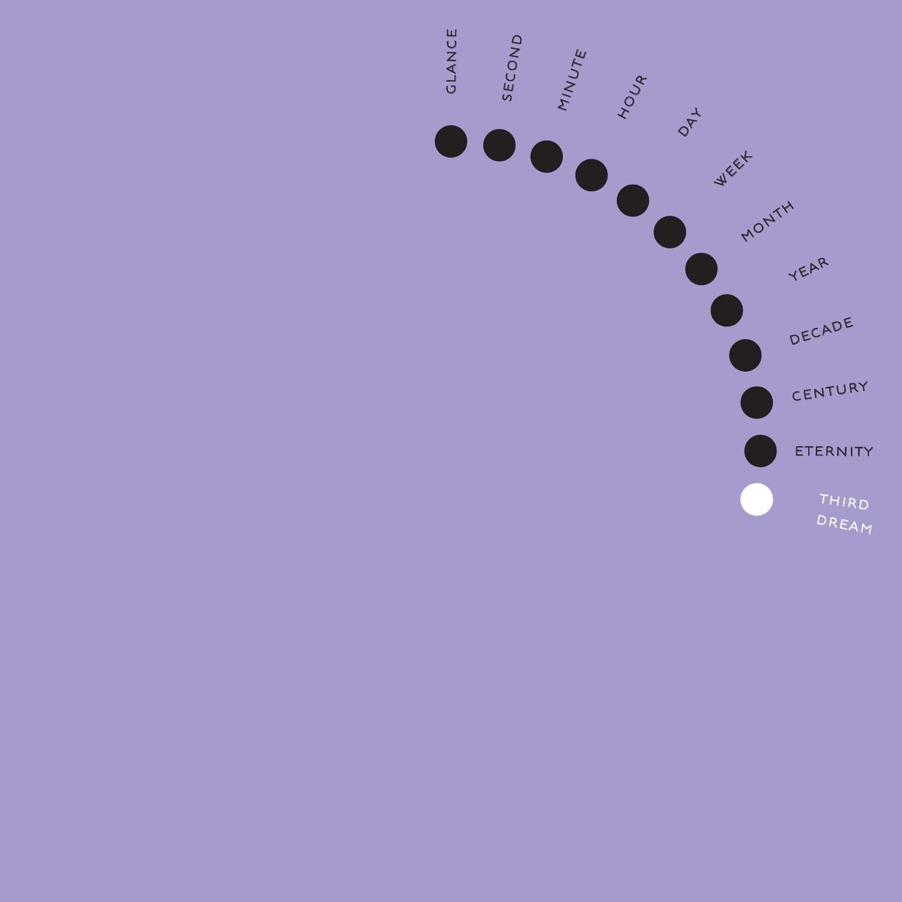GLANCE

SECOND

MINUTE

HOUR

DAY

WEEK

MONTH

YEAR

DECADE

CENTURY

ETERNITY

THIRD DREAM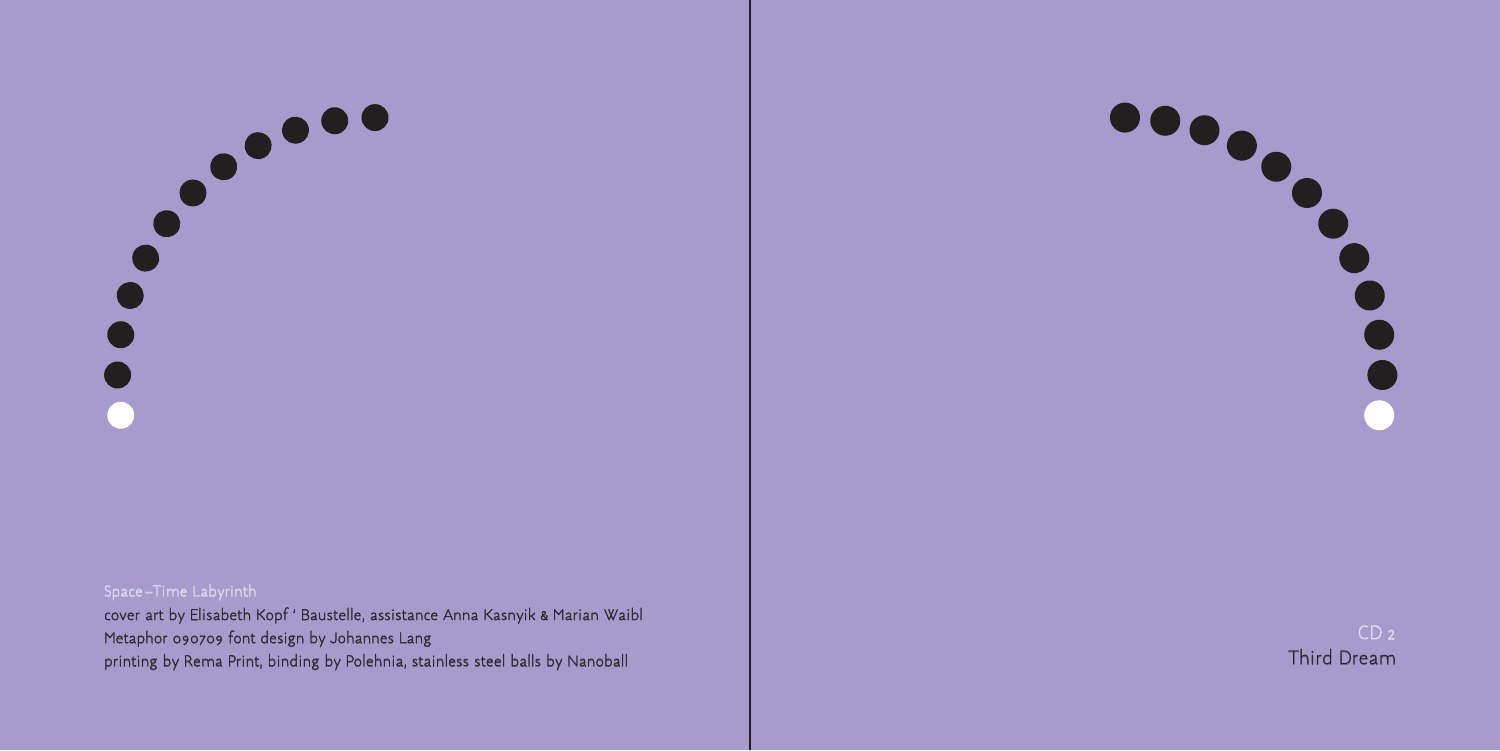Space–Time Labyrinth

cover art by Elisabeth Kopf ' Baustelle, assistance Anna Kasnyik & Marian Waibl
Metaphor 090709 font design by Johannes Lang
printing by Rema Print, binding by Polehnia, stainless steel balls by Nanoball

CD 2
Third Dream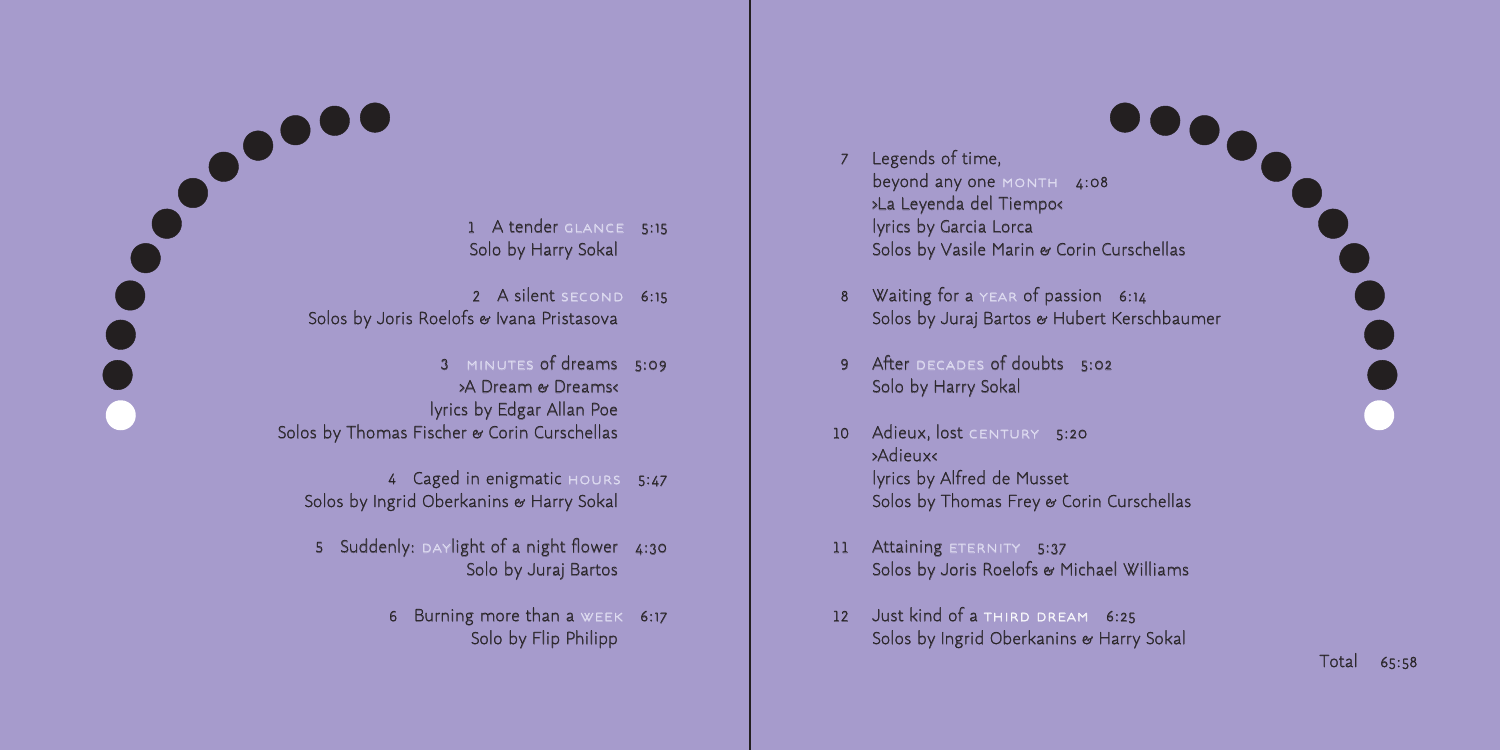1 A tender GLANCE 5:15
Solo by Harry Sokal

2 A silent SECOND 6:15
Solos by Joris Roelofs & Ivana Pristasova

3 MINUTES of dreams 5:09
›A Dream & Dreams‹
lyrics by Edgar Allan Poe
Solos by Thomas Fischer & Corin Curschellas

4 Caged in enigmatic HOURS 5:47
Solos by Ingrid Oberkanins & Harry Sokal

5 Suddenly: DAYlight of a night flower 4:30
Solo by Juraj Bartos

6 Burning more than a WEEK 6:17
Solo by Flip Philipp

7 Legends of time,
beyond any one MONTH 4:08
›La Leyenda del Tiempo‹
lyrics by Garcia Lorca
Solos by Vasile Marin & Corin Curschellas

8 Waiting for a YEAR of passion 6:14
Solos by Juraj Bartos & Hubert Kerschbaumer

9 After DECADES of doubts 5:02
Solo by Harry Sokal

10 Adieux, lost CENTURY 5:20
›Adieux‹
lyrics by Alfred de Musset
Solos by Thomas Frey & Corin Curschellas

11 Attaining ETERNITY 5:37
Solos by Joris Roelofs & Michael Williams

12 Just kind of a THIRD DREAM 6:25
Solos by Ingrid Oberkanins & Harry Sokal

Total 65:58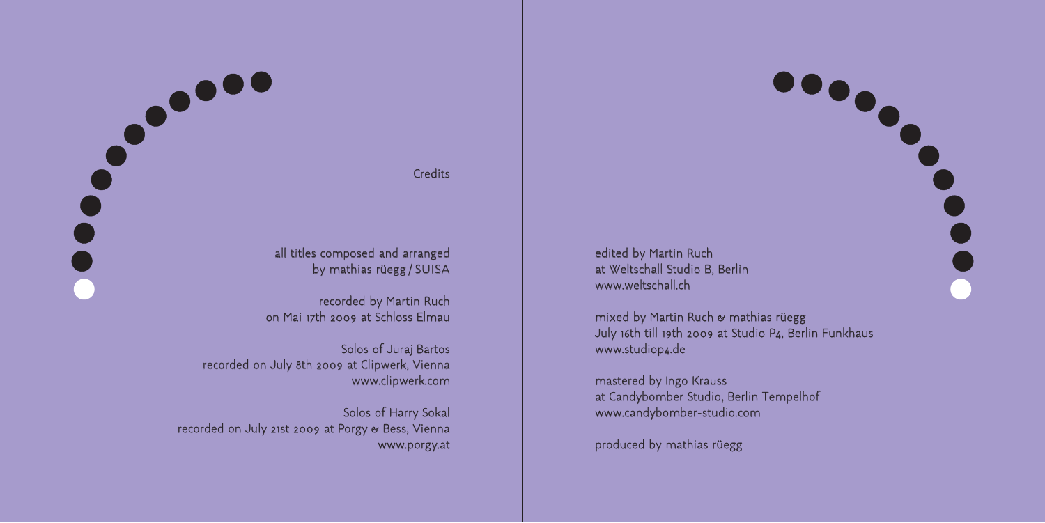## Credits

all titles composed and arranged
by mathias rüegg / SUISA

recorded by Martin Ruch
on Mai 17th 2009 at Schloss Elmau

Solos of Juraj Bartos
recorded on July 8th 2009 at Clipwerk, Vienna
www.clipwerk.com

Solos of Harry Sokal
recorded on July 21st 2009 at Porgy & Bess, Vienna
www.porgy.at

edited by Martin Ruch
at Weltschall Studio B, Berlin
www.weltschall.ch

mixed by Martin Ruch & mathias rüegg
July 16th till 19th 2009 at Studio P4, Berlin Funkhaus
www.studiop4.de

mastered by Ingo Krauss
at Candybomber Studio, Berlin Tempelhof
www.candybomber-studio.com

produced by mathias rüegg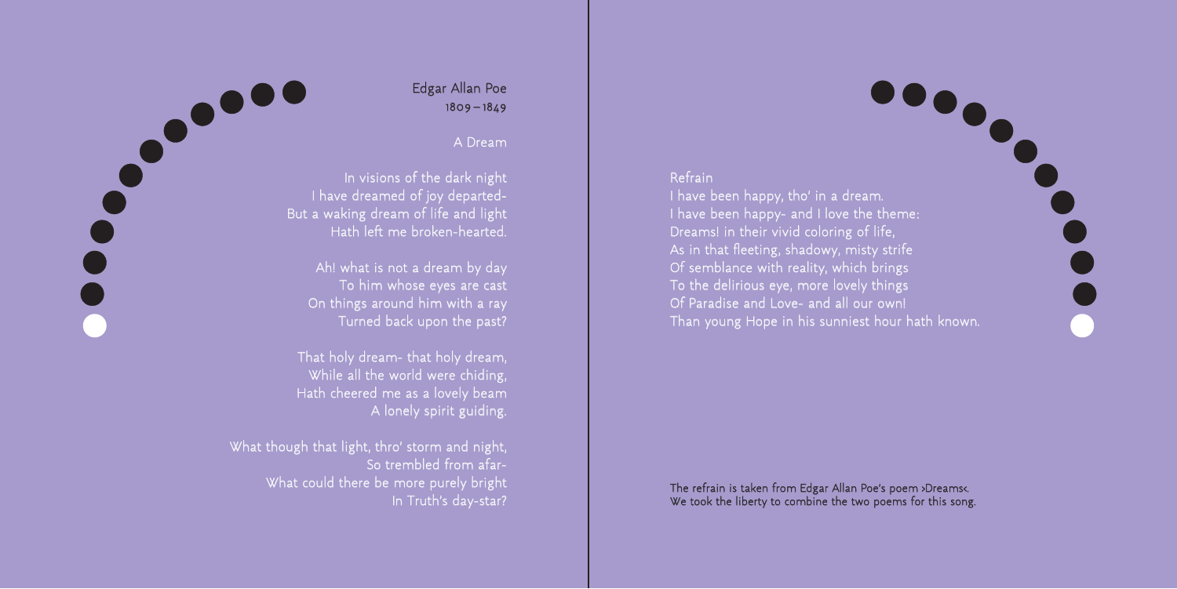Edgar Allan Poe
1809 – 1849

## A Dream

In visions of the dark night
I have dreamed of joy departed-
But a waking dream of life and light
Hath left me broken-hearted.

Ah! what is not a dream by day
To him whose eyes are cast
On things around him with a ray
Turned back upon the past?

That holy dream- that holy dream,
While all the world were chiding,
Hath cheered me as a lovely beam
A lonely spirit guiding.

What though that light, thro' storm and night,
So trembled from afar-
What could there be more purely bright
In Truth's day-star?

Refrain
I have been happy, tho' in a dream.
I have been happy- and I love the theme:
Dreams! in their vivid coloring of life,
As in that fleeting, shadowy, misty strife
Of semblance with reality, which brings
To the delirious eye, more lovely things
Of Paradise and Love- and all our own!
Than young Hope in his sunniest hour hath known.

The refrain is taken from Edgar Allan Poe's poem ›Dreams‹.
We took the liberty to combine the two poems for this song.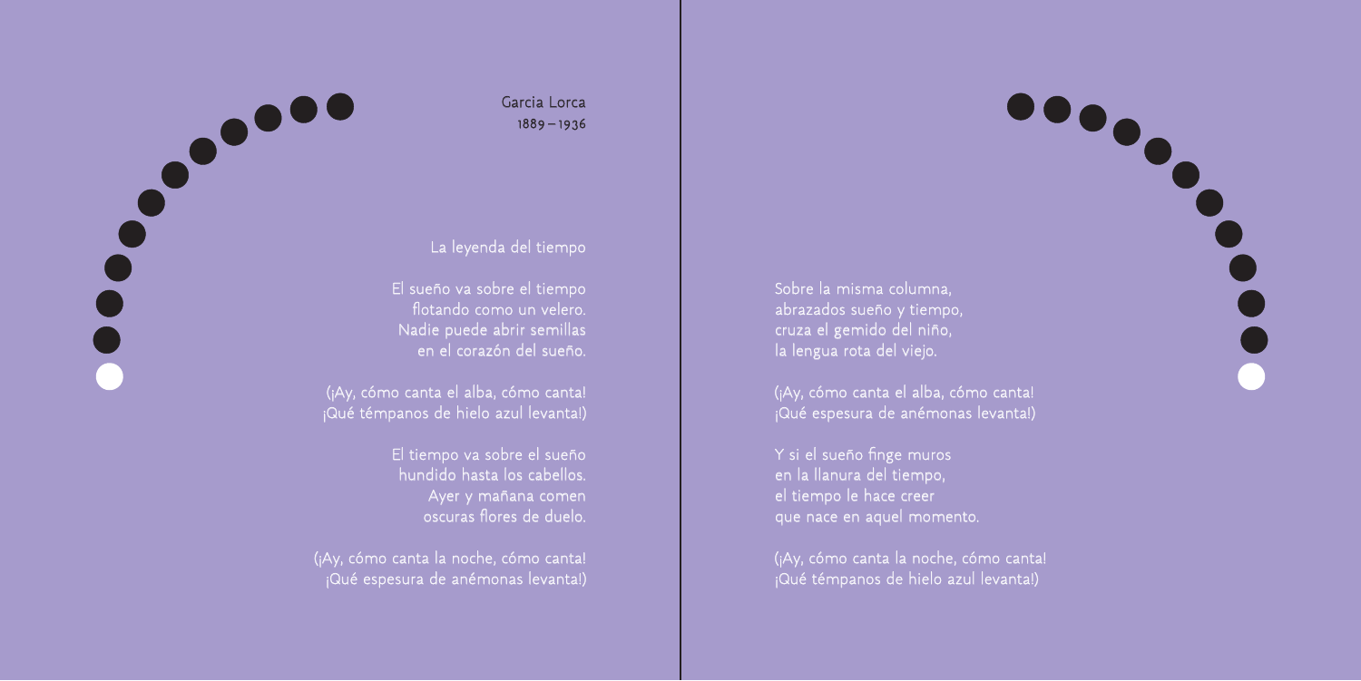Garcia Lorca
1889 – 1936

## La leyenda del tiempo

El sueño va sobre el tiempo
flotando como un velero.
Nadie puede abrir semillas
en el corazón del sueño.

(¡Ay, cómo canta el alba, cómo canta!
¡Qué témpanos de hielo azul levanta!)

El tiempo va sobre el sueño
hundido hasta los cabellos.
Ayer y mañana comen
oscuras flores de duelo.

(¡Ay, cómo canta la noche, cómo canta!
¡Qué espesura de anémonas levanta!)

Sobre la misma columna,
abrazados sueño y tiempo,
cruza el gemido del niño,
la lengua rota del viejo.

(¡Ay, cómo canta el alba, cómo canta!
¡Qué espesura de anémonas levanta!)

Y si el sueño finge muros
en la llanura del tiempo,
el tiempo le hace creer
que nace en aquel momento.

(¡Ay, cómo canta la noche, cómo canta!
¡Qué témpanos de hielo azul levanta!)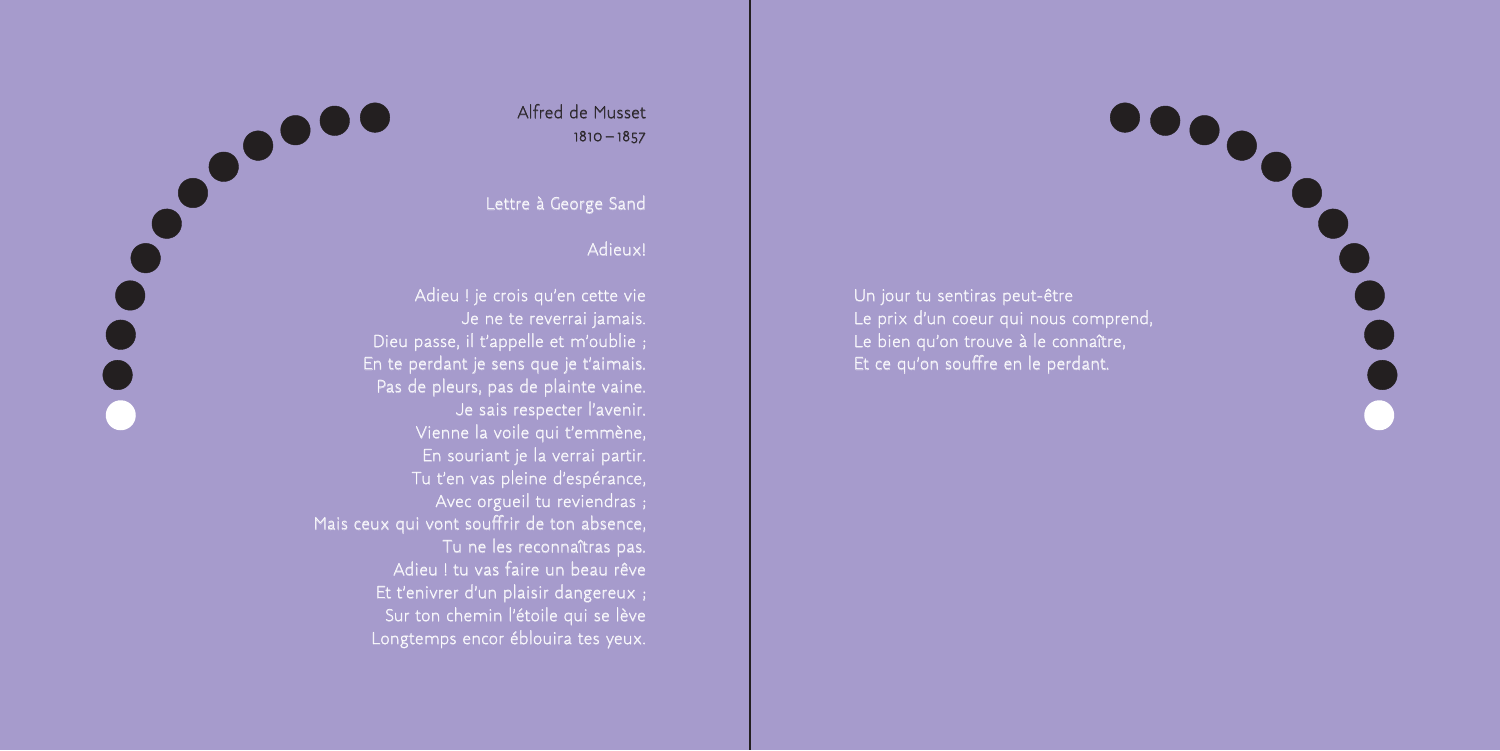Alfred de Musset
1810 – 1857

## Lettre à George Sand

### Adieux!

Adieu ! je crois qu'en cette vie
Je ne te reverrai jamais.
Dieu passe, il t'appelle et m'oublie ;
En te perdant je sens que je t'aimais.
Pas de pleurs, pas de plainte vaine.
Je sais respecter l'avenir.
Vienne la voile qui t'emmène,
En souriant je la verrai partir.
Tu t'en vas pleine d'espérance,
Avec orgueil tu reviendras ;
Mais ceux qui vont souffrir de ton absence,
Tu ne les reconnaîtras pas.
Adieu ! tu vas faire un beau rêve
Et t'enivrer d'un plaisir dangereux ;
Sur ton chemin l'étoile qui se lève
Longtemps encor éblouira tes yeux.

Un jour tu sentiras peut-être
Le prix d'un coeur qui nous comprend,
Le bien qu'on trouve à le connaître,
Et ce qu'on souffre en le perdant.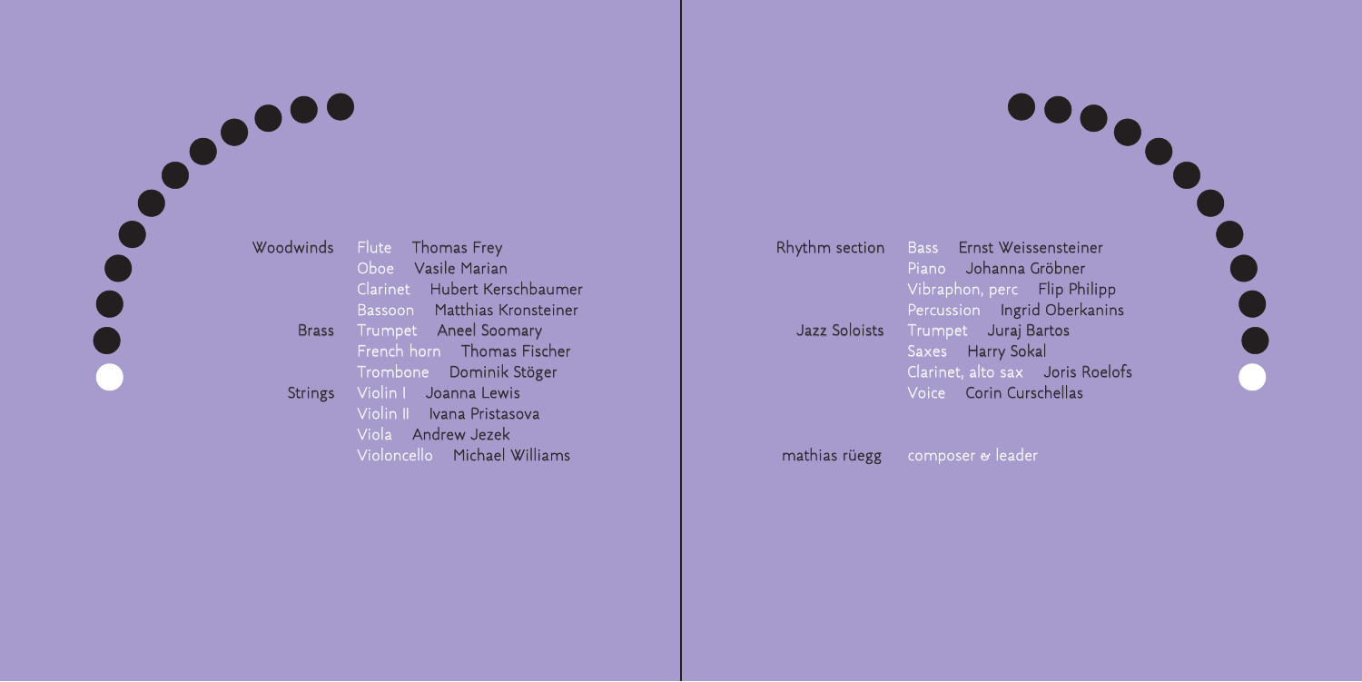| | | |
|---|---|---|
| Woodwinds | Flute | Thomas Frey |
| | Oboe | Vasile Marian |
| | Clarinet | Hubert Kerschbaumer |
| | Bassoon | Matthias Kronsteiner |
| Brass | Trumpet | Aneel Soomary |
| | French horn | Thomas Fischer |
| | Trombone | Dominik Stöger |
| Strings | Violin I | Joanna Lewis |
| | Violin II | Ivana Pristasova |
| | Viola | Andrew Jezek |
| | Violoncello | Michael Williams |

| | | |
|---|---|---|
| Rhythm section | Bass | Ernst Weissensteiner |
| | Piano | Johanna Gröbner |
| | Vibraphon, perc | Flip Philipp |
| | Percussion | Ingrid Oberkanins |
| Jazz Soloists | Trumpet | Juraj Bartos |
| | Saxes | Harry Sokal |
| | Clarinet, alto sax | Joris Roelofs |
| | Voice | Corin Curschellas |

mathias rüegg composer & leader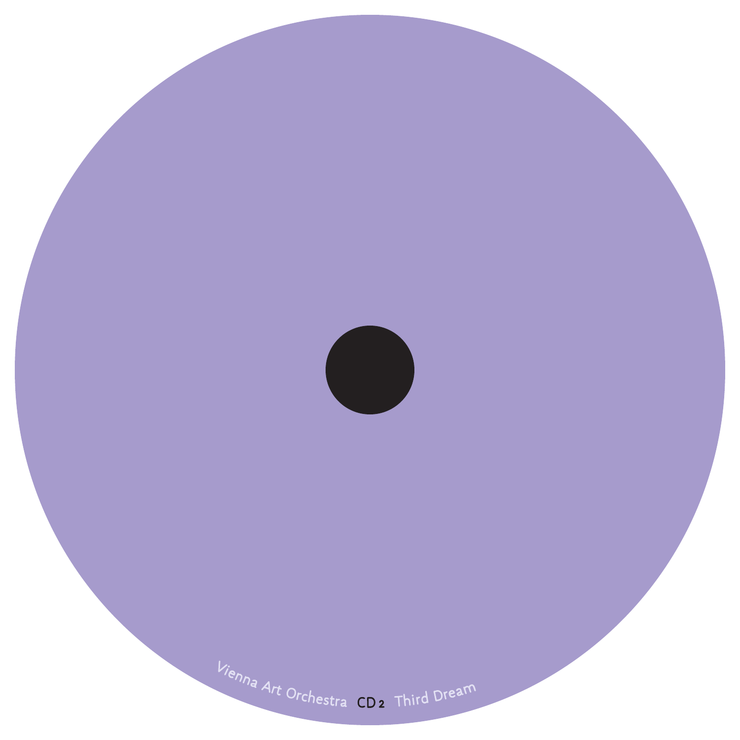Vienna Art Orchestra CD 2 Third Dream